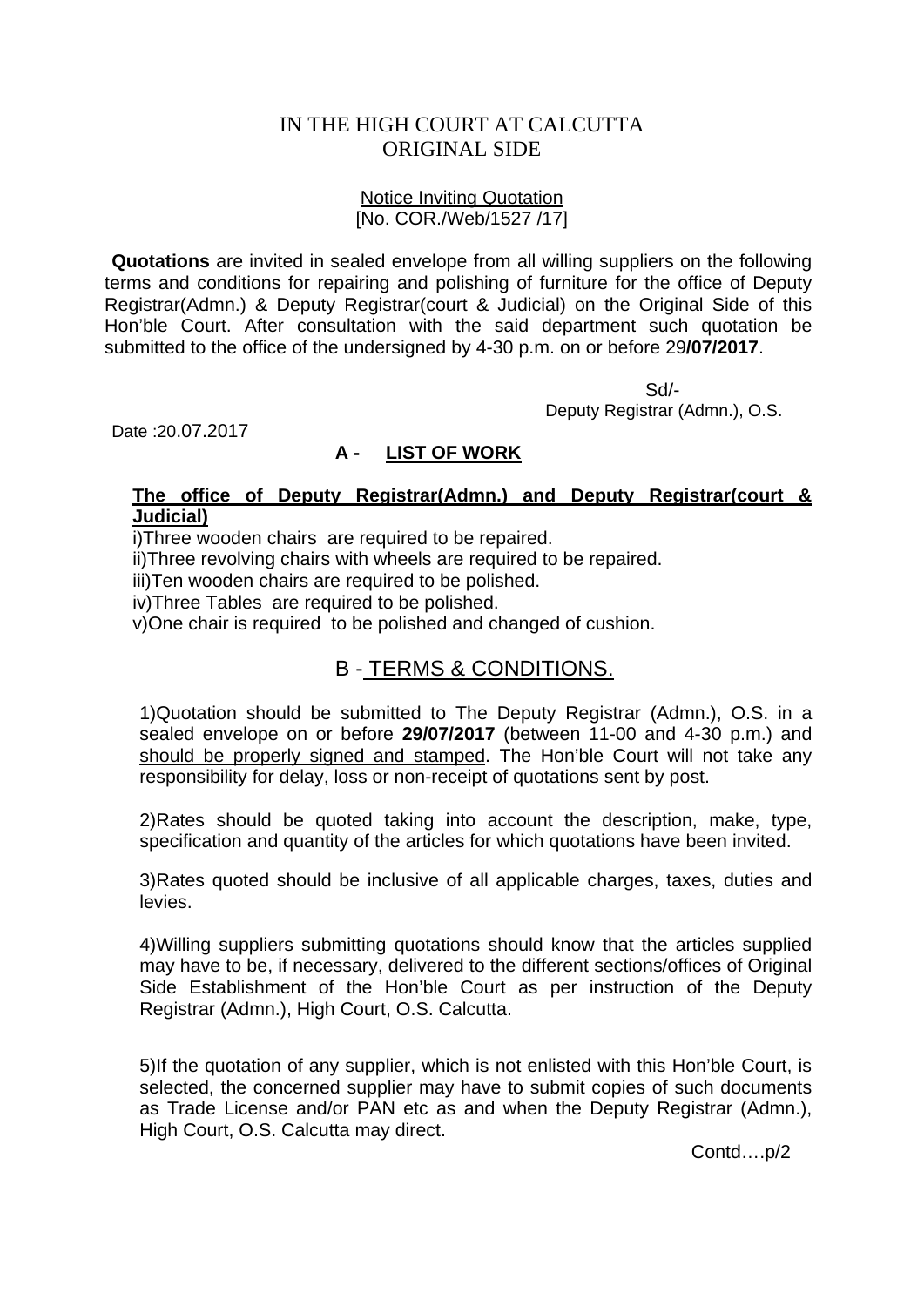# IN THE HIGH COURT AT CALCUTTA
# ORIGINAL SIDE

<u>Notice Inviting Quotation</u>
[No. COR./Web/1527 /17]

**Quotations** are invited in sealed envelope from all willing suppliers on the following terms and conditions for repairing and polishing of furniture for the office of Deputy Registrar(Admn.) & Deputy Registrar(court & Judicial) on the Original Side of this Hon'ble Court. After consultation with the said department such quotation be submitted to the office of the undersigned by 4-30 p.m. on or before 29**/07/2017**.

Sd/-
Deputy Registrar (Admn.), O.S.

Date :20.07.2017

## A - <u>LIST OF WORK</u>

**<u>The office of Deputy Registrar(Admn.) and Deputy Registrar(court & Judicial)</u>**

i)Three wooden chairs are required to be repaired.
ii)Three revolving chairs with wheels are required to be repaired.
iii)Ten wooden chairs are required to be polished.
iv)Three Tables are required to be polished.
v)One chair is required to be polished and changed of cushion.

## B - <u>TERMS & CONDITIONS.</u>

1)Quotation should be submitted to The Deputy Registrar (Admn.), O.S. in a sealed envelope on or before **29/07/2017** (between 11-00 and 4-30 p.m.) and <u>should be properly signed and stamped</u>. The Hon'ble Court will not take any responsibility for delay, loss or non-receipt of quotations sent by post.

2)Rates should be quoted taking into account the description, make, type, specification and quantity of the articles for which quotations have been invited.

3)Rates quoted should be inclusive of all applicable charges, taxes, duties and levies.

4)Willing suppliers submitting quotations should know that the articles supplied may have to be, if necessary, delivered to the different sections/offices of Original Side Establishment of the Hon'ble Court as per instruction of the Deputy Registrar (Admn.), High Court, O.S. Calcutta.

5)If the quotation of any supplier, which is not enlisted with this Hon'ble Court, is selected, the concerned supplier may have to submit copies of such documents as Trade License and/or PAN etc as and when the Deputy Registrar (Admn.), High Court, O.S. Calcutta may direct.

Contd….p/2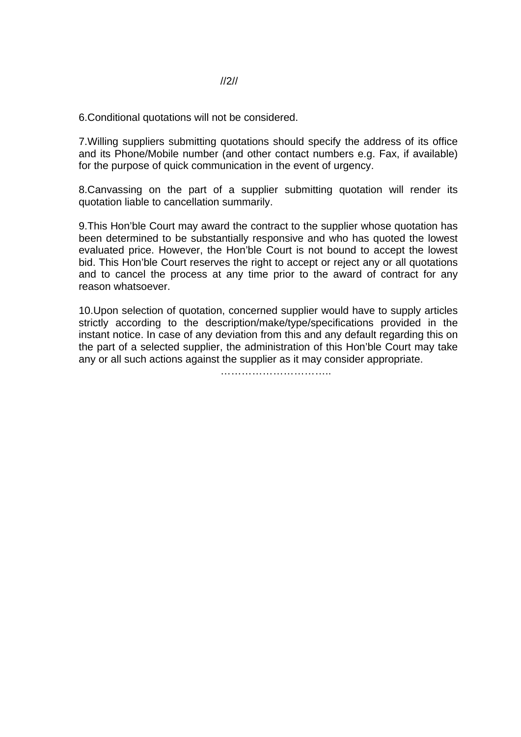6.Conditional quotations will not be considered.

7.Willing suppliers submitting quotations should specify the address of its office and its Phone/Mobile number (and other contact numbers e.g. Fax, if available) for the purpose of quick communication in the event of urgency.

8.Canvassing on the part of a supplier submitting quotation will render its quotation liable to cancellation summarily.

9.This Hon'ble Court may award the contract to the supplier whose quotation has been determined to be substantially responsive and who has quoted the lowest evaluated price. However, the Hon'ble Court is not bound to accept the lowest bid. This Hon'ble Court reserves the right to accept or reject any or all quotations and to cancel the process at any time prior to the award of contract for any reason whatsoever.

10.Upon selection of quotation, concerned supplier would have to supply articles strictly according to the description/make/type/specifications provided in the instant notice. In case of any deviation from this and any default regarding this on the part of a selected supplier, the administration of this Hon'ble Court may take any or all such actions against the supplier as it may consider appropriate.

…………………………..